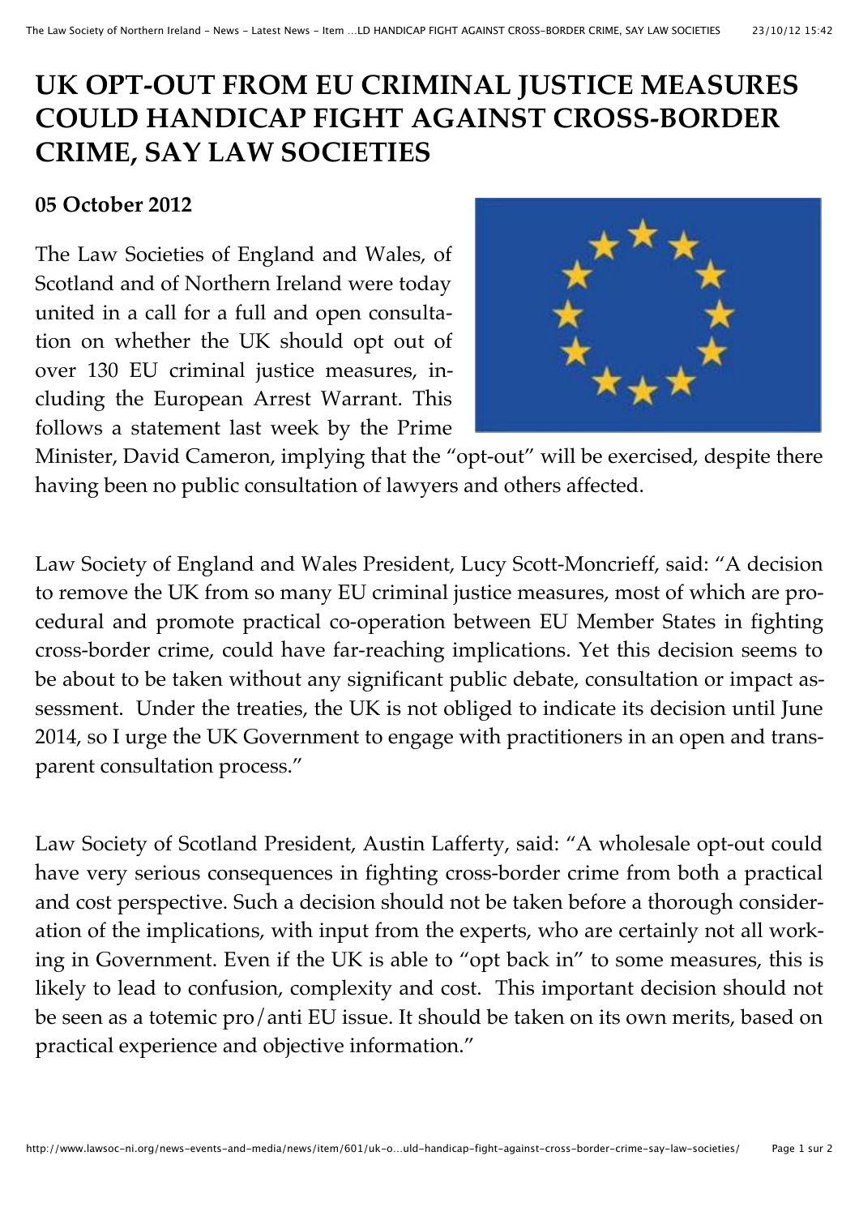# UK OPT-OUT FROM EU CRIMINAL JUSTICE MEASURES COULD HANDICAP FIGHT AGAINST CROSS-BORDER CRIME, SAY LAW SOCIETIES

**05 October 2012**

The Law Societies of England and Wales, of Scotland and of Northern Ireland were today united in a call for a full and open consultation on whether the UK should opt out of over 130 EU criminal justice measures, including the European Arrest Warrant. This follows a statement last week by the Prime Minister, David Cameron, implying that the "opt-out" will be exercised, despite there having been no public consultation of lawyers and others affected.

Law Society of England and Wales President, Lucy Scott-Moncrieff, said: "A decision to remove the UK from so many EU criminal justice measures, most of which are procedural and promote practical co-operation between EU Member States in fighting cross-border crime, could have far-reaching implications. Yet this decision seems to be about to be taken without any significant public debate, consultation or impact assessment. Under the treaties, the UK is not obliged to indicate its decision until June 2014, so I urge the UK Government to engage with practitioners in an open and transparent consultation process."

Law Society of Scotland President, Austin Lafferty, said: "A wholesale opt-out could have very serious consequences in fighting cross-border crime from both a practical and cost perspective. Such a decision should not be taken before a thorough consideration of the implications, with input from the experts, who are certainly not all working in Government. Even if the UK is able to "opt back in" to some measures, this is likely to lead to confusion, complexity and cost. This important decision should not be seen as a totemic pro/anti EU issue. It should be taken on its own merits, based on practical experience and objective information."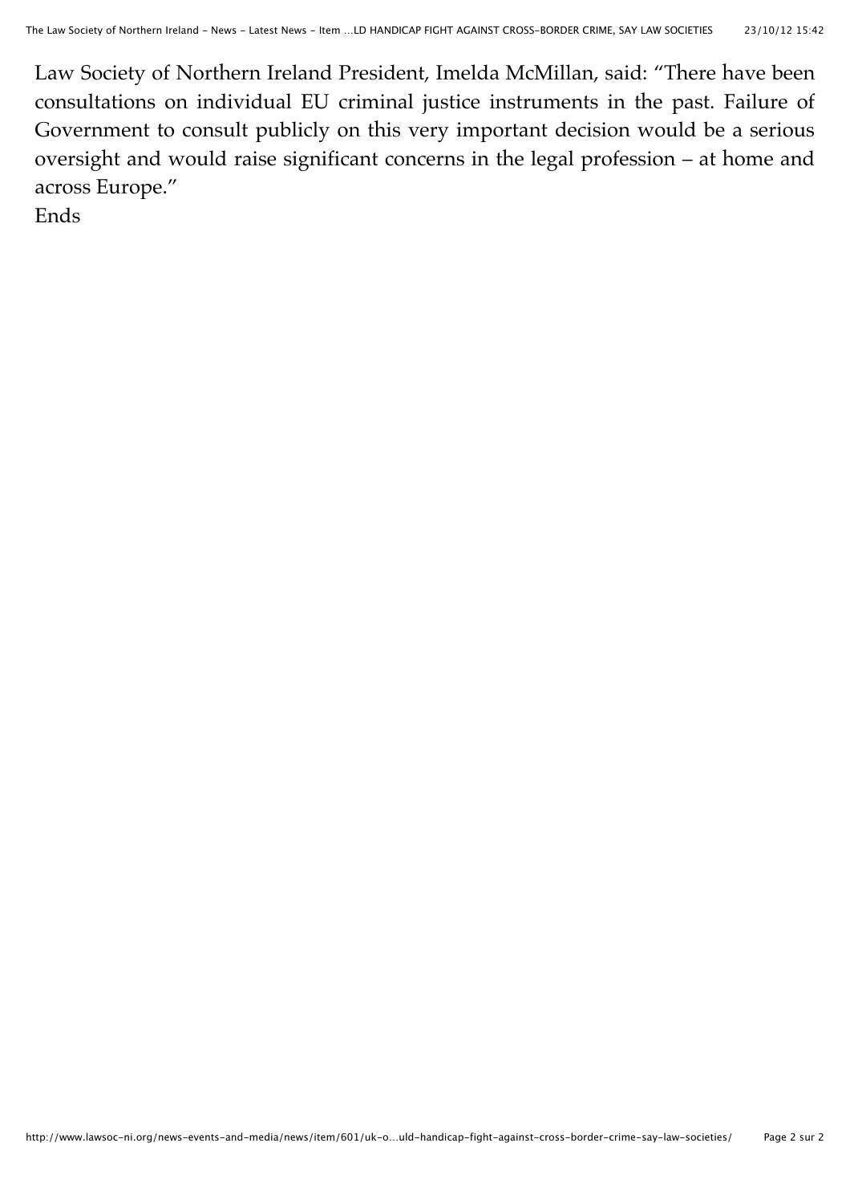Law Society of Northern Ireland President, Imelda McMillan, said: “There have been consultations on individual EU criminal justice instruments in the past. Failure of Government to consult publicly on this very important decision would be a serious oversight and would raise significant concerns in the legal profession – at home and across Europe.”

Ends